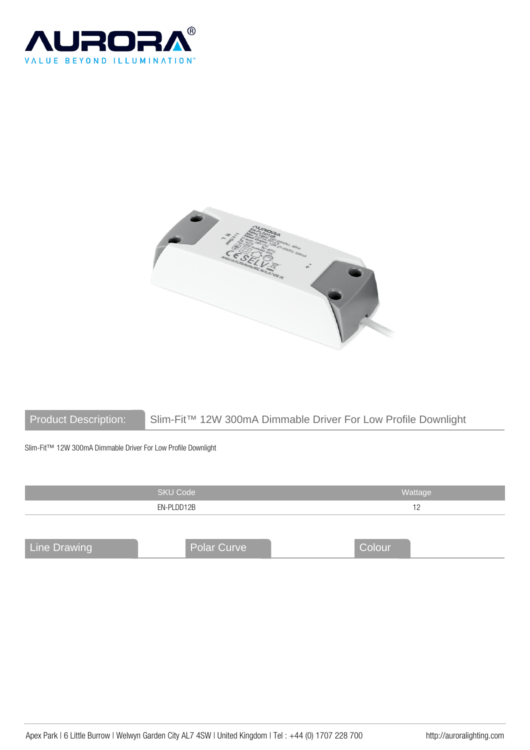# AURORA®

VALUE BEYOND ILLUMINATION™

## Product Description: Slim-Fit™ 12W 300mA Dimmable Driver For Low Profile Downlight

Slim-Fit™ 12W 300mA Dimmable Driver For Low Profile Downlight

| SKU Code | Wattage |
|---|---|
| EN-PLDD12B | 12 |

## Line Drawing

## Polar Curve

## Colour

Apex Park | 6 Little Burrow | Welwyn Garden City AL7 4SW | United Kingdom | Tel : +44 (0) 1707 228 700 http://auroralighting.com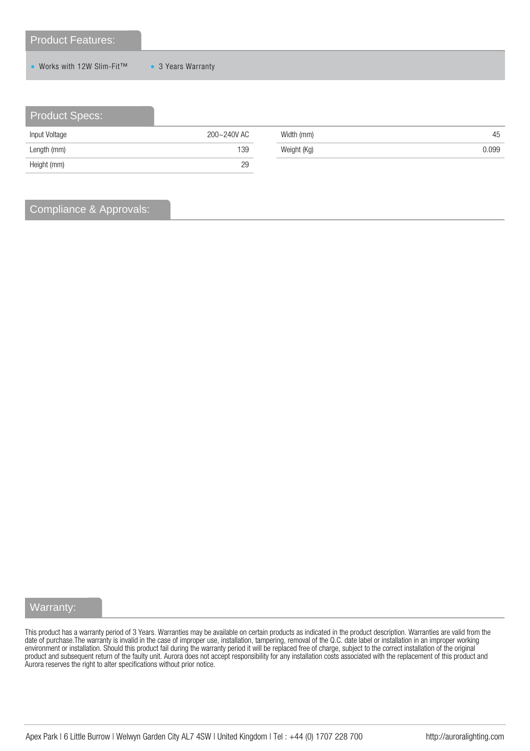## Product Features:

- Works with 12W Slim-Fit™
- 3 Years Warranty

## Product Specs:

| | | | |
|---|---|---|---|
| Input Voltage | 200~240V AC | Width (mm) | 45 |
| Length (mm) | 139 | Weight (Kg) | 0.099 |
| Height (mm) | 29 | | |

## Compliance & Approvals:

## Warranty:

This product has a warranty period of 3 Years. Warranties may be available on certain products as indicated in the product description. Warranties are valid from the date of purchase.The warranty is invalid in the case of improper use, installation, tampering, removal of the Q.C. date label or installation in an improper working environment or installation. Should this product fail during the warranty period it will be replaced free of charge, subject to the correct installation of the original product and subsequent return of the faulty unit. Aurora does not accept responsibility for any installation costs associated with the replacement of this product and Aurora reserves the right to alter specifications without prior notice.

Apex Park | 6 Little Burrow | Welwyn Garden City AL7 4SW | United Kingdom | Tel : +44 (0) 1707 228 700 http://auroralighting.com